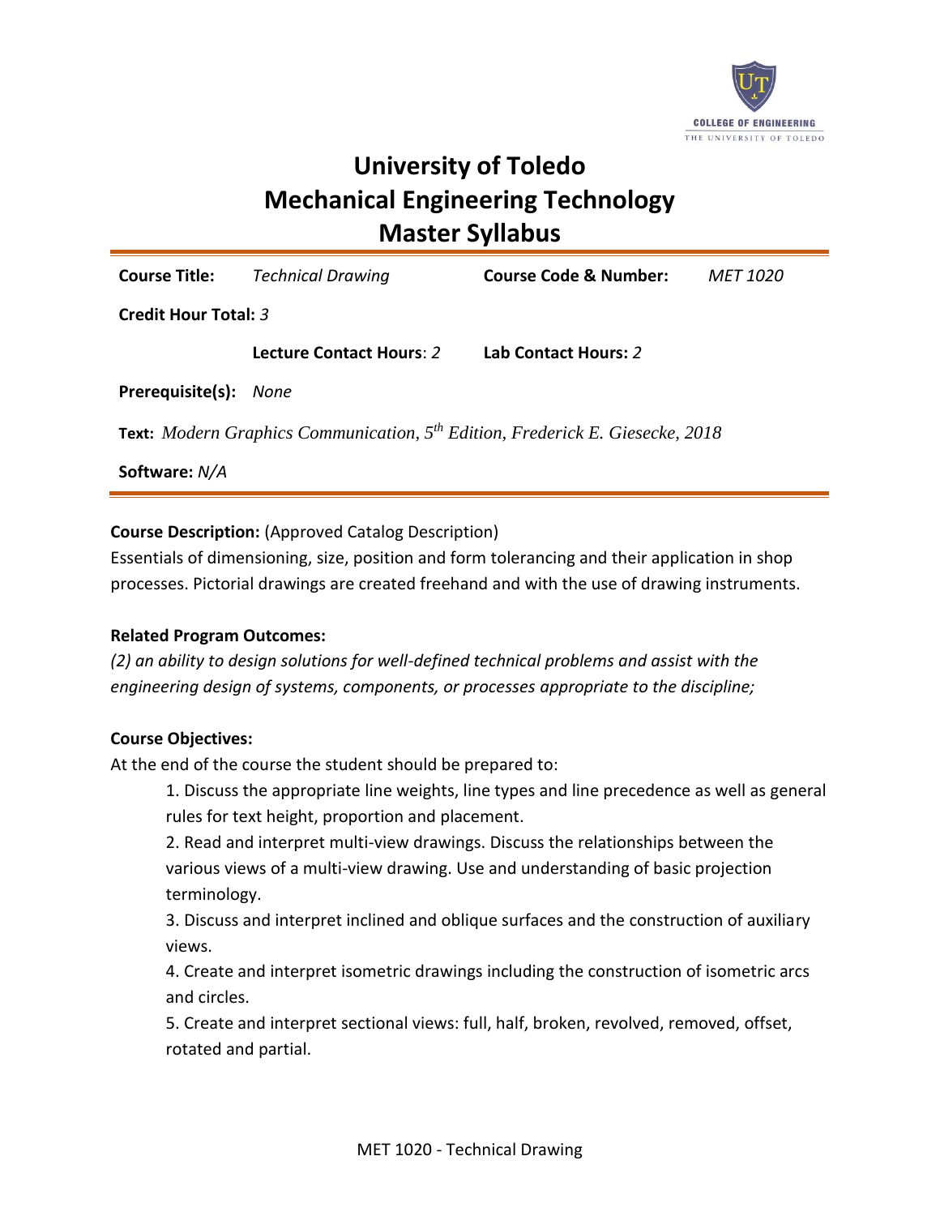# University of Toledo
# Mechanical Engineering Technology
# Master Syllabus

**Course Title:** *Technical Drawing* **Course Code & Number:** *MET 1020*

**Credit Hour Total:** *3*

**Lecture Contact Hours**: *2* **Lab Contact Hours:** *2*

**Prerequisite(s):** *None*

**Text:** *Modern Graphics Communication, 5th Edition, Frederick E. Giesecke, 2018*

**Software:** *N/A*

---

**Course Description:** (Approved Catalog Description)
Essentials of dimensioning, size, position and form tolerancing and their application in shop processes. Pictorial drawings are created freehand and with the use of drawing instruments.

**Related Program Outcomes:**
*(2) an ability to design solutions for well-defined technical problems and assist with the engineering design of systems, components, or processes appropriate to the discipline;*

**Course Objectives:**
At the end of the course the student should be prepared to:

1. Discuss the appropriate line weights, line types and line precedence as well as general rules for text height, proportion and placement.
2. Read and interpret multi-view drawings. Discuss the relationships between the various views of a multi-view drawing. Use and understanding of basic projection terminology.
3. Discuss and interpret inclined and oblique surfaces and the construction of auxiliary views.
4. Create and interpret isometric drawings including the construction of isometric arcs and circles.
5. Create and interpret sectional views: full, half, broken, revolved, removed, offset, rotated and partial.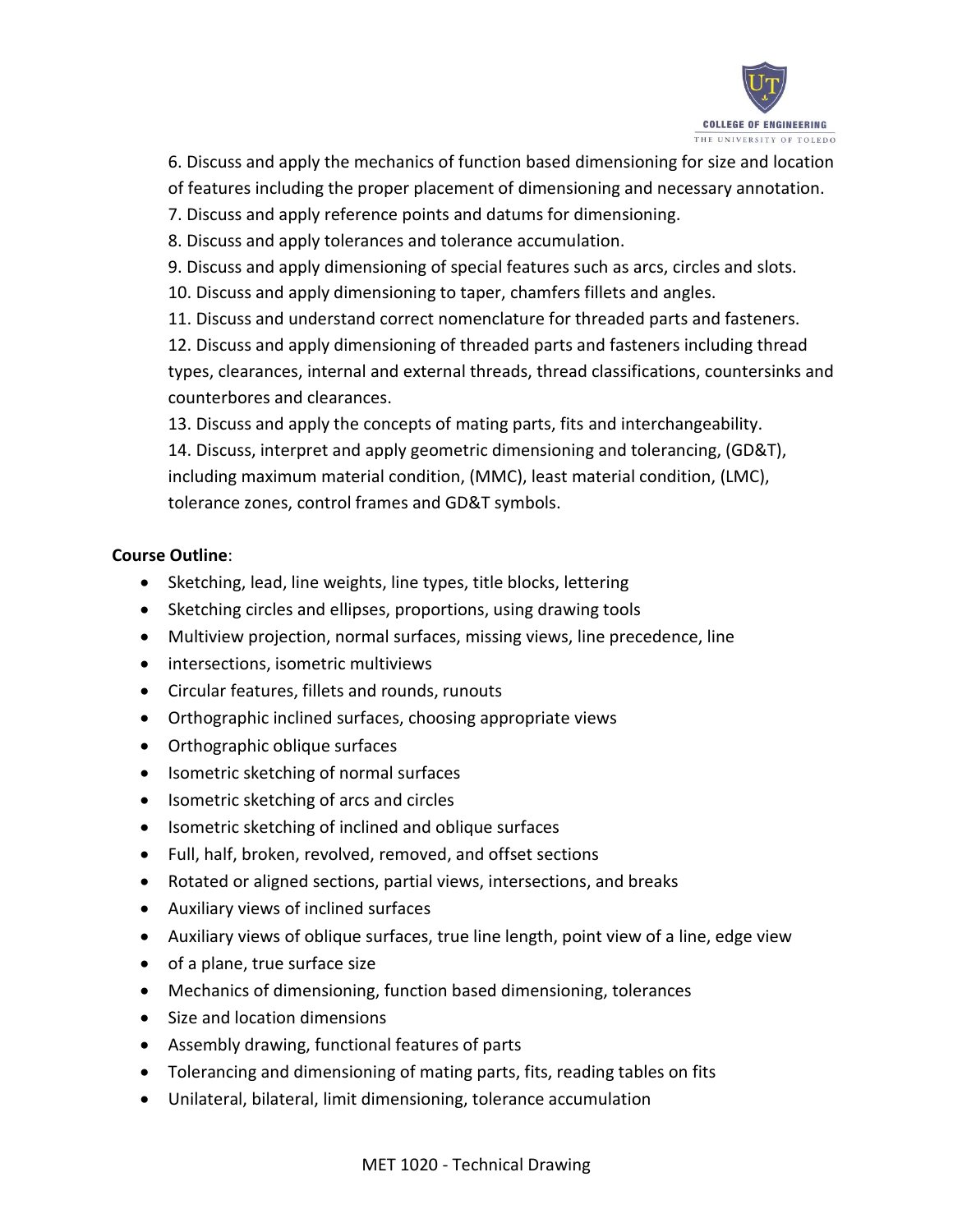6. Discuss and apply the mechanics of function based dimensioning for size and location of features including the proper placement of dimensioning and necessary annotation.
7. Discuss and apply reference points and datums for dimensioning.
8. Discuss and apply tolerances and tolerance accumulation.
9. Discuss and apply dimensioning of special features such as arcs, circles and slots.
10. Discuss and apply dimensioning to taper, chamfers fillets and angles.
11. Discuss and understand correct nomenclature for threaded parts and fasteners.
12. Discuss and apply dimensioning of threaded parts and fasteners including thread types, clearances, internal and external threads, thread classifications, countersinks and counterbores and clearances.
13. Discuss and apply the concepts of mating parts, fits and interchangeability.
14. Discuss, interpret and apply geometric dimensioning and tolerancing, (GD&T), including maximum material condition, (MMC), least material condition, (LMC), tolerance zones, control frames and GD&T symbols.

**Course Outline**:

- Sketching, lead, line weights, line types, title blocks, lettering
- Sketching circles and ellipses, proportions, using drawing tools
- Multiview projection, normal surfaces, missing views, line precedence, line
- intersections, isometric multiviews
- Circular features, fillets and rounds, runouts
- Orthographic inclined surfaces, choosing appropriate views
- Orthographic oblique surfaces
- Isometric sketching of normal surfaces
- Isometric sketching of arcs and circles
- Isometric sketching of inclined and oblique surfaces
- Full, half, broken, revolved, removed, and offset sections
- Rotated or aligned sections, partial views, intersections, and breaks
- Auxiliary views of inclined surfaces
- Auxiliary views of oblique surfaces, true line length, point view of a line, edge view
- of a plane, true surface size
- Mechanics of dimensioning, function based dimensioning, tolerances
- Size and location dimensions
- Assembly drawing, functional features of parts
- Tolerancing and dimensioning of mating parts, fits, reading tables on fits
- Unilateral, bilateral, limit dimensioning, tolerance accumulation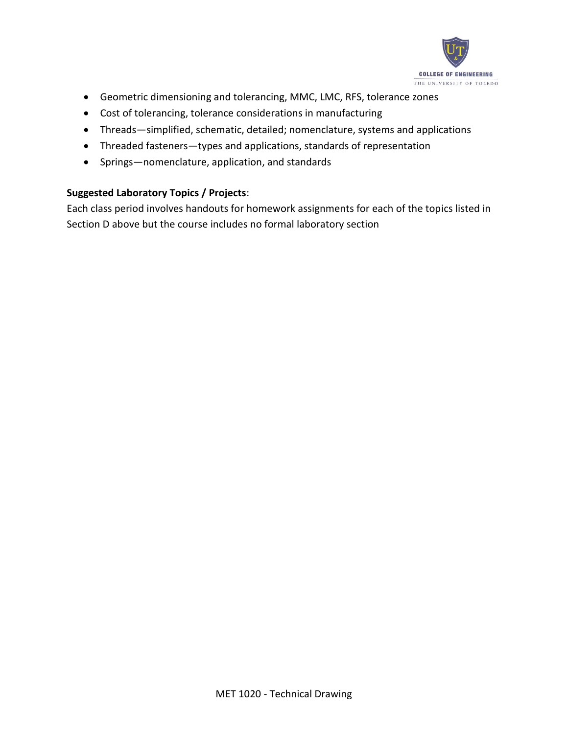- Geometric dimensioning and tolerancing, MMC, LMC, RFS, tolerance zones
- Cost of tolerancing, tolerance considerations in manufacturing
- Threads—simplified, schematic, detailed; nomenclature, systems and applications
- Threaded fasteners—types and applications, standards of representation
- Springs—nomenclature, application, and standards

**Suggested Laboratory Topics / Projects**:

Each class period involves handouts for homework assignments for each of the topics listed in Section D above but the course includes no formal laboratory section